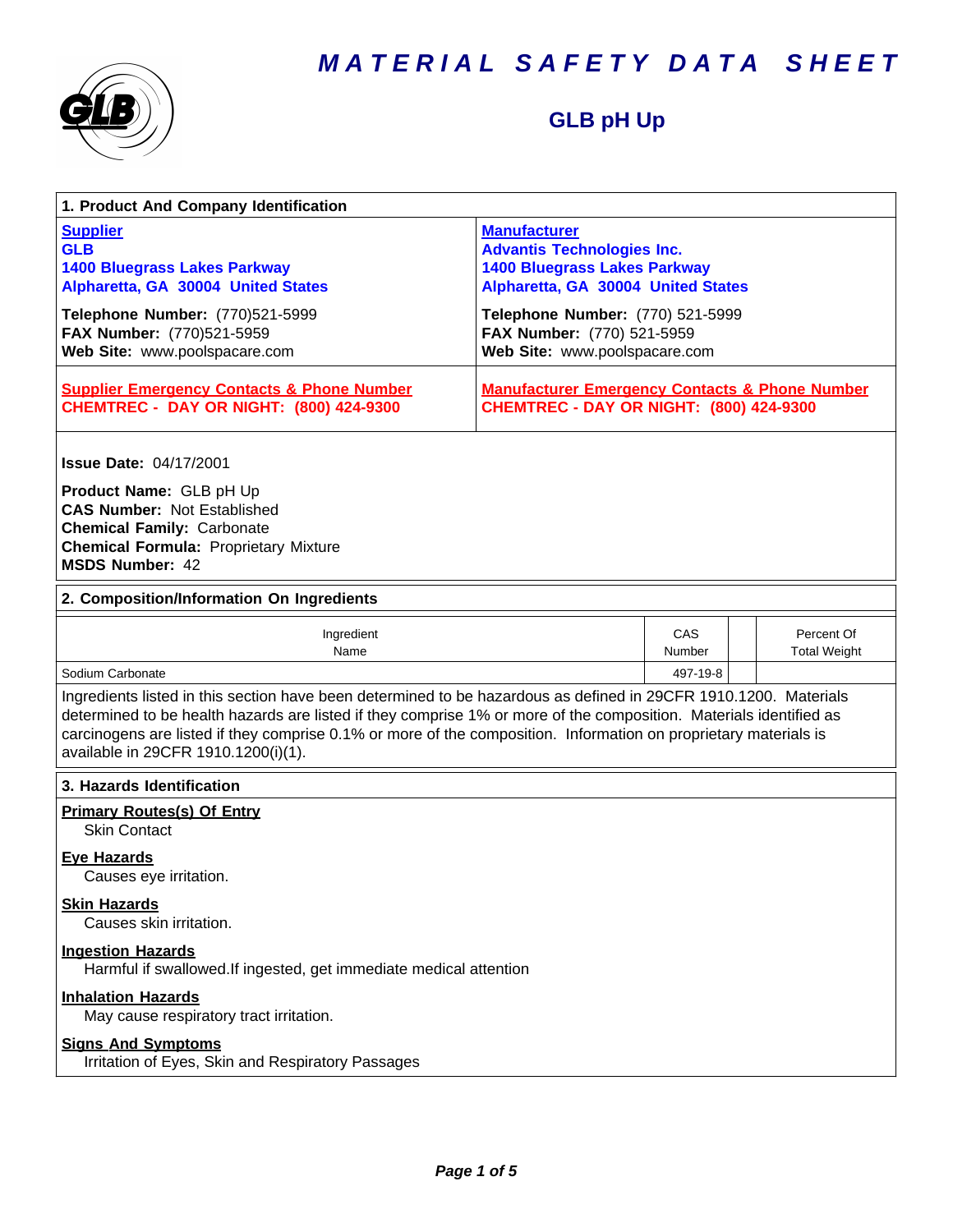# MATERIAL SAFETY DATA SHEET

## GLB pH Up

### 1. Product And Company Identification

| **Supplier** | **Manufacturer** |
|---|---|
| **GLB**<br>**1400 Bluegrass Lakes Parkway**<br>**Alpharetta, GA 30004 United States** | **Advantis Technologies Inc.**<br>**1400 Bluegrass Lakes Parkway**<br>**Alpharetta, GA 30004 United States** |
| **Telephone Number:** (770)521-5999<br>**FAX Number:** (770)521-5959<br>**Web Site:** www.poolspacare.com | **Telephone Number:** (770) 521-5999<br>**FAX Number:** (770) 521-5959<br>**Web Site:** www.poolspacare.com |
| **Supplier Emergency Contacts & Phone Number**<br>**CHEMTREC - DAY OR NIGHT: (800) 424-9300** | **Manufacturer Emergency Contacts & Phone Number**<br>**CHEMTREC - DAY OR NIGHT: (800) 424-9300** |

**Issue Date:** 04/17/2001

**Product Name:** GLB pH Up
**CAS Number:** Not Established
**Chemical Family:** Carbonate
**Chemical Formula:** Proprietary Mixture
**MSDS Number:** 42

### 2. Composition/Information On Ingredients

| Ingredient Name | CAS Number | | Percent Of Total Weight |
|---|---|---|---|
| Sodium Carbonate | 497-19-8 | | |

Ingredients listed in this section have been determined to be hazardous as defined in 29CFR 1910.1200. Materials determined to be health hazards are listed if they comprise 1% or more of the composition. Materials identified as carcinogens are listed if they comprise 0.1% or more of the composition. Information on proprietary materials is available in 29CFR 1910.1200(i)(1).

### 3. Hazards Identification

**Primary Routes(s) Of Entry**
Skin Contact

**Eye Hazards**
Causes eye irritation.

**Skin Hazards**
Causes skin irritation.

**Ingestion Hazards**
Harmful if swallowed.If ingested, get immediate medical attention

**Inhalation Hazards**
May cause respiratory tract irritation.

**Signs And Symptoms**
Irritation of Eyes, Skin and Respiratory Passages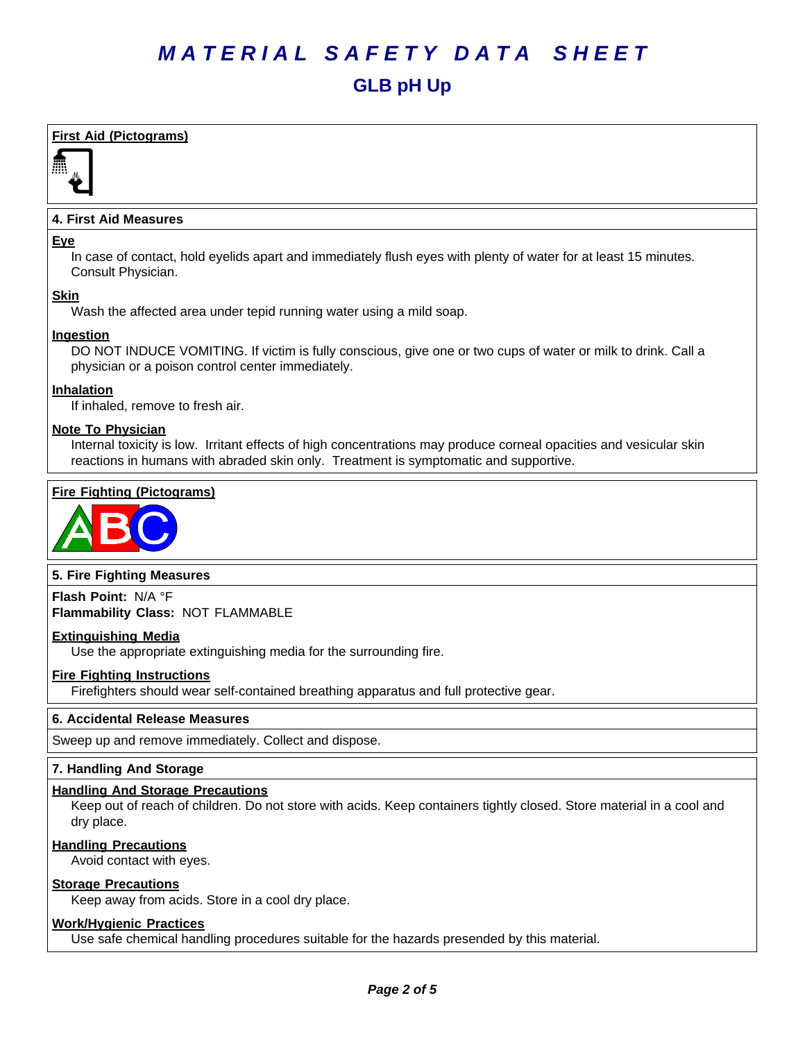# MATERIAL SAFETY DATA SHEET

## GLB pH Up

### First Aid (Pictograms)

### 4. First Aid Measures

**Eye**

In case of contact, hold eyelids apart and immediately flush eyes with plenty of water for at least 15 minutes. Consult Physician.

**Skin**

Wash the affected area under tepid running water using a mild soap.

**Ingestion**

DO NOT INDUCE VOMITING. If victim is fully conscious, give one or two cups of water or milk to drink. Call a physician or a poison control center immediately.

**Inhalation**

If inhaled, remove to fresh air.

**Note To Physician**

Internal toxicity is low. Irritant effects of high concentrations may produce corneal opacities and vesicular skin reactions in humans with abraded skin only. Treatment is symptomatic and supportive.

### Fire Fighting (Pictograms)

### 5. Fire Fighting Measures

**Flash Point:** N/A °F
**Flammability Class:** NOT FLAMMABLE

**Extinguishing Media**

Use the appropriate extinguishing media for the surrounding fire.

**Fire Fighting Instructions**

Firefighters should wear self-contained breathing apparatus and full protective gear.

### 6. Accidental Release Measures

Sweep up and remove immediately. Collect and dispose.

### 7. Handling And Storage

**Handling And Storage Precautions**

Keep out of reach of children. Do not store with acids. Keep containers tightly closed. Store material in a cool and dry place.

**Handling Precautions**

Avoid contact with eyes.

**Storage Precautions**

Keep away from acids. Store in a cool dry place.

**Work/Hygienic Practices**

Use safe chemical handling procedures suitable for the hazards presended by this material.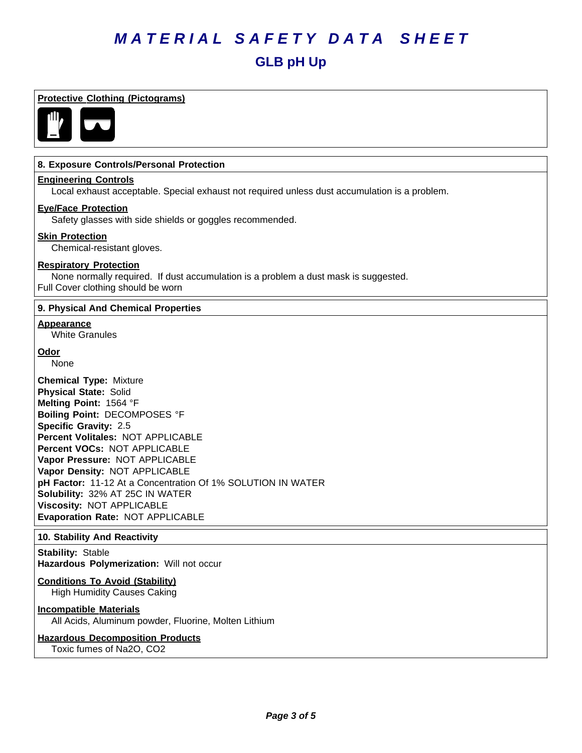# MATERIAL SAFETY DATA SHEET

## GLB pH Up

**Protective Clothing (Pictograms)**

### 8. Exposure Controls/Personal Protection

**Engineering Controls**

Local exhaust acceptable. Special exhaust not required unless dust accumulation is a problem.

**Eye/Face Protection**

Safety glasses with side shields or goggles recommended.

**Skin Protection**

Chemical-resistant gloves.

**Respiratory Protection**

None normally required. If dust accumulation is a problem a dust mask is suggested.
Full Cover clothing should be worn

### 9. Physical And Chemical Properties

**Appearance**

White Granules

**Odor**

None

**Chemical Type:** Mixture
**Physical State:** Solid
**Melting Point:** 1564 °F
**Boiling Point:** DECOMPOSES °F
**Specific Gravity:** 2.5
**Percent Volitales:** NOT APPLICABLE
**Percent VOCs:** NOT APPLICABLE
**Vapor Pressure:** NOT APPLICABLE
**Vapor Density:** NOT APPLICABLE
**pH Factor:** 11-12 At a Concentration Of 1% SOLUTION IN WATER
**Solubility:** 32% AT 25C IN WATER
**Viscosity:** NOT APPLICABLE
**Evaporation Rate:** NOT APPLICABLE

### 10. Stability And Reactivity

**Stability:** Stable
**Hazardous Polymerization:** Will not occur

**Conditions To Avoid (Stability)**

High Humidity Causes Caking

**Incompatible Materials**

All Acids, Aluminum powder, Fluorine, Molten Lithium

**Hazardous Decomposition Products**

Toxic fumes of $Na_2O$, $CO_2$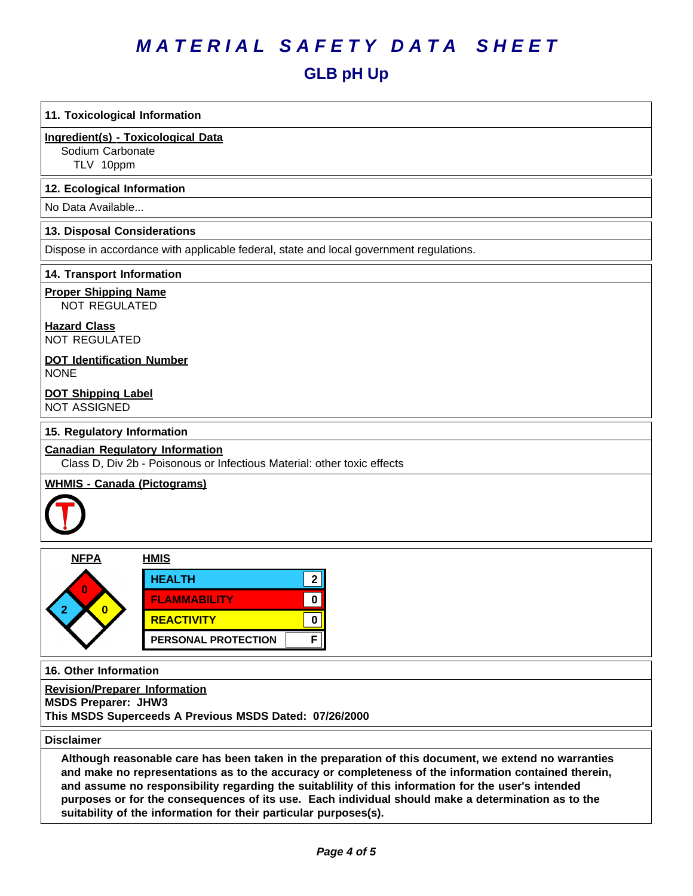# MATERIAL SAFETY DATA SHEET

## GLB pH Up

### 11. Toxicological Information

**Ingredient(s) - Toxicological Data**

Sodium Carbonate
TLV 10ppm

### 12. Ecological Information

No Data Available...

### 13. Disposal Considerations

Dispose in accordance with applicable federal, state and local government regulations.

### 14. Transport Information

**Proper Shipping Name**

NOT REGULATED

**Hazard Class**

NOT REGULATED

**DOT Identification Number**

NONE

**DOT Shipping Label**

NOT ASSIGNED

### 15. Regulatory Information

**Canadian Regulatory Information**

Class D, Div 2b - Poisonous or Infectious Material: other toxic effects

**WHMIS - Canada (Pictograms)**

**NFPA**

| Health | Flammability | Reactivity | Special |
|---|---|---|---|
| 2 | 0 | 0 | |

**HMIS**

| | |
|---|---|
| HEALTH | 2 |
| FLAMMABILITY | 0 |
| REACTIVITY | 0 |
| PERSONAL PROTECTION | F |

### 16. Other Information

**Revision/Preparer Information**

**MSDS Preparer: JHW3**

**This MSDS Superceeds A Previous MSDS Dated: 07/26/2000**

### Disclaimer

**Although reasonable care has been taken in the preparation of this document, we extend no warranties and make no representations as to the accuracy or completeness of the information contained therein, and assume no responsibility regarding the suitablility of this information for the user's intended purposes or for the consequences of its use. Each individual should make a determination as to the suitability of the information for their particular purposes(s).**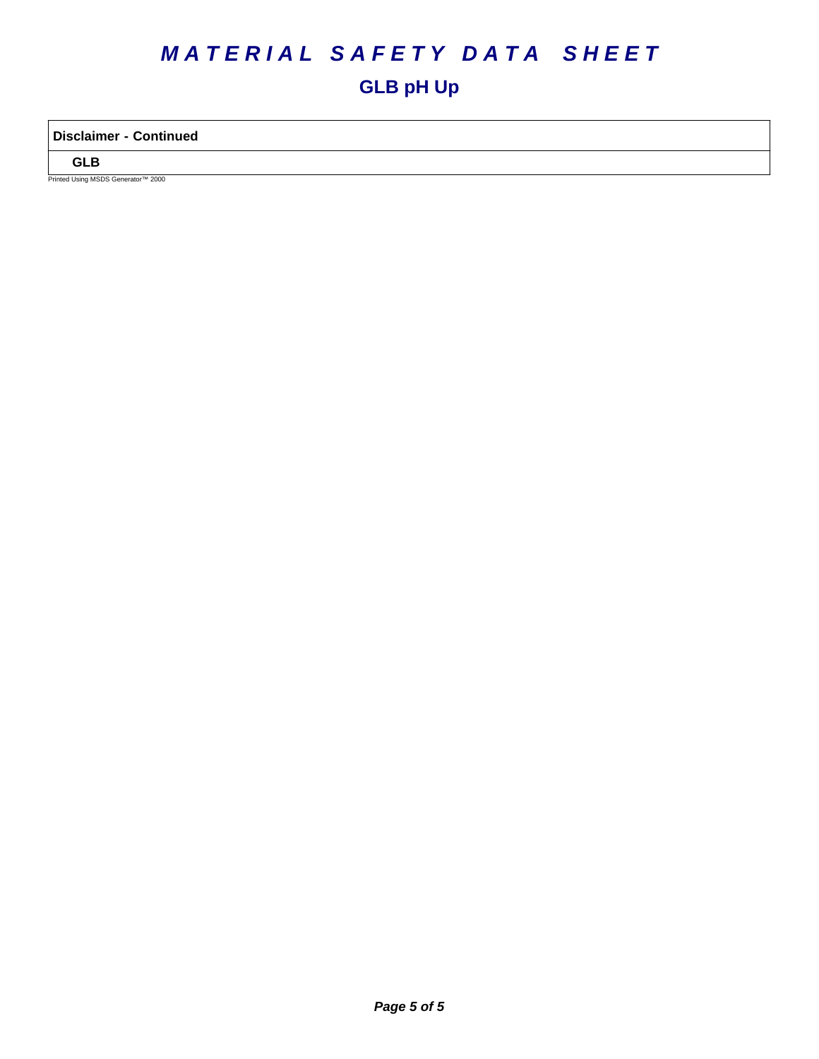**Disclaimer - Continued**

**GLB**

Printed Using MSDS Generator™ 2000